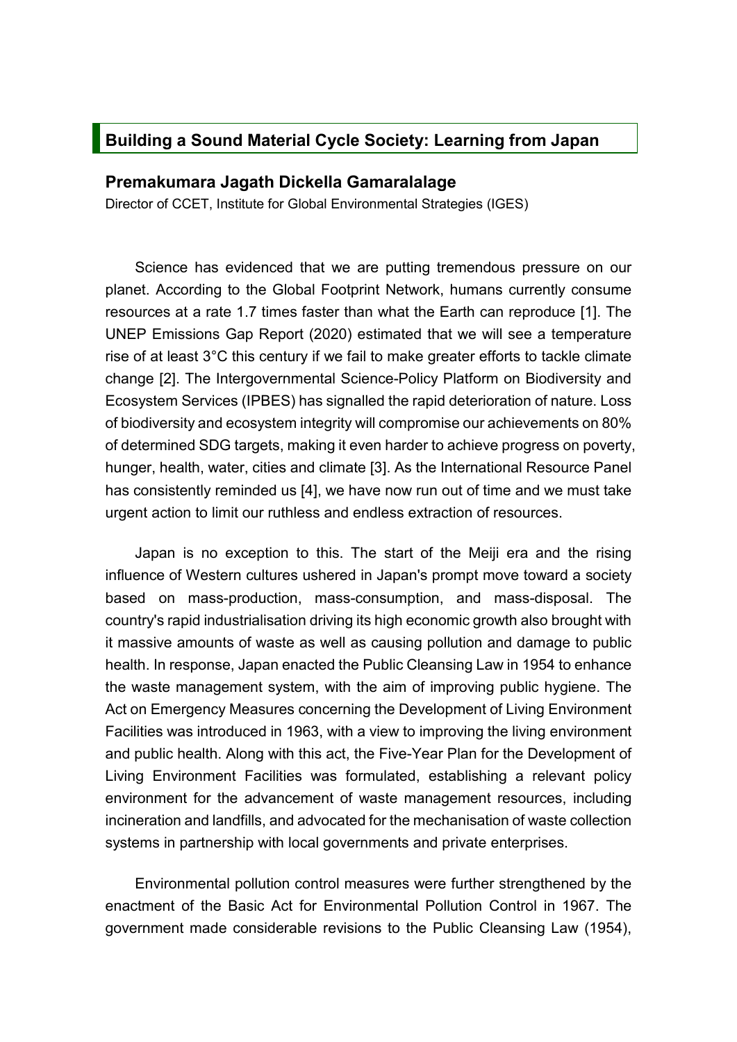## Building a Sound Material Cycle Society: Learning from Japan

### Premakumara Jagath Dickella Gamaralalage

Director of CCET, Institute for Global Environmental Strategies (IGES)

Science has evidenced that we are putting tremendous pressure on our planet. According to the Global Footprint Network, humans currently consume resources at a rate 1.7 times faster than what the Earth can reproduce [1]. The UNEP Emissions Gap Report (2020) estimated that we will see a temperature rise of at least 3°C this century if we fail to make greater efforts to tackle climate change [2]. The Intergovernmental Science-Policy Platform on Biodiversity and Ecosystem Services (IPBES) has signalled the rapid deterioration of nature. Loss of biodiversity and ecosystem integrity will compromise our achievements on 80% of determined SDG targets, making it even harder to achieve progress on poverty, hunger, health, water, cities and climate [3]. As the International Resource Panel has consistently reminded us [4], we have now run out of time and we must take urgent action to limit our ruthless and endless extraction of resources.

Japan is no exception to this. The start of the Meiji era and the rising influence of Western cultures ushered in Japan's prompt move toward a society based on mass-production, mass-consumption, and mass-disposal. The country's rapid industrialisation driving its high economic growth also brought with it massive amounts of waste as well as causing pollution and damage to public health. In response, Japan enacted the Public Cleansing Law in 1954 to enhance the waste management system, with the aim of improving public hygiene. The Act on Emergency Measures concerning the Development of Living Environment Facilities was introduced in 1963, with a view to improving the living environment and public health. Along with this act, the Five-Year Plan for the Development of Living Environment Facilities was formulated, establishing a relevant policy environment for the advancement of waste management resources, including incineration and landfills, and advocated for the mechanisation of waste collection systems in partnership with local governments and private enterprises.

Environmental pollution control measures were further strengthened by the enactment of the Basic Act for Environmental Pollution Control in 1967. The government made considerable revisions to the Public Cleansing Law (1954),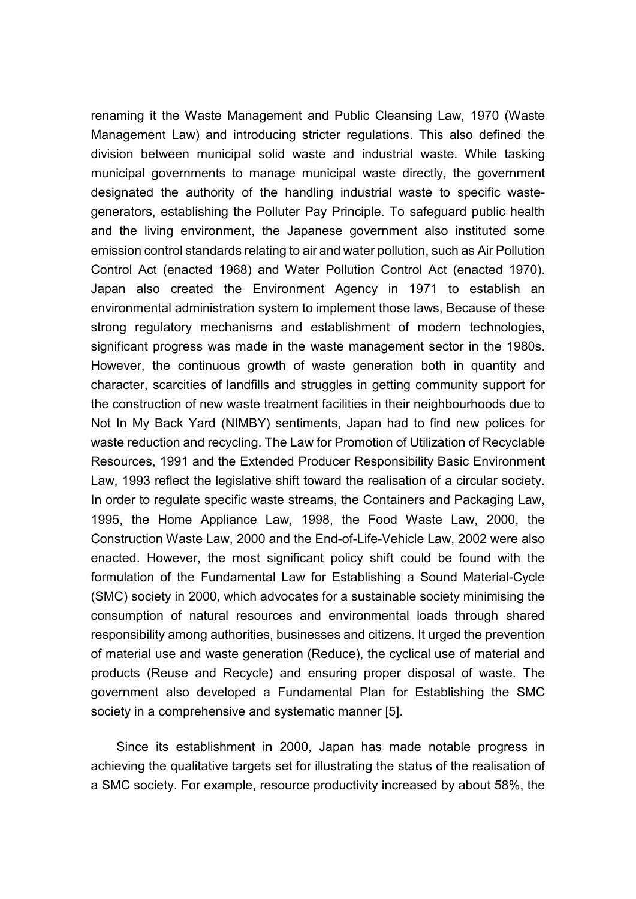renaming it the Waste Management and Public Cleansing Law, 1970 (Waste Management Law) and introducing stricter regulations. This also defined the division between municipal solid waste and industrial waste. While tasking municipal governments to manage municipal waste directly, the government designated the authority of the handling industrial waste to specific waste-generators, establishing the Polluter Pay Principle. To safeguard public health and the living environment, the Japanese government also instituted some emission control standards relating to air and water pollution, such as Air Pollution Control Act (enacted 1968) and Water Pollution Control Act (enacted 1970). Japan also created the Environment Agency in 1971 to establish an environmental administration system to implement those laws, Because of these strong regulatory mechanisms and establishment of modern technologies, significant progress was made in the waste management sector in the 1980s. However, the continuous growth of waste generation both in quantity and character, scarcities of landfills and struggles in getting community support for the construction of new waste treatment facilities in their neighbourhoods due to Not In My Back Yard (NIMBY) sentiments, Japan had to find new polices for waste reduction and recycling. The Law for Promotion of Utilization of Recyclable Resources, 1991 and the Extended Producer Responsibility Basic Environment Law, 1993 reflect the legislative shift toward the realisation of a circular society. In order to regulate specific waste streams, the Containers and Packaging Law, 1995, the Home Appliance Law, 1998, the Food Waste Law, 2000, the Construction Waste Law, 2000 and the End-of-Life-Vehicle Law, 2002 were also enacted. However, the most significant policy shift could be found with the formulation of the Fundamental Law for Establishing a Sound Material-Cycle (SMC) society in 2000, which advocates for a sustainable society minimising the consumption of natural resources and environmental loads through shared responsibility among authorities, businesses and citizens. It urged the prevention of material use and waste generation (Reduce), the cyclical use of material and products (Reuse and Recycle) and ensuring proper disposal of waste. The government also developed a Fundamental Plan for Establishing the SMC society in a comprehensive and systematic manner [5].

Since its establishment in 2000, Japan has made notable progress in achieving the qualitative targets set for illustrating the status of the realisation of a SMC society. For example, resource productivity increased by about 58%, the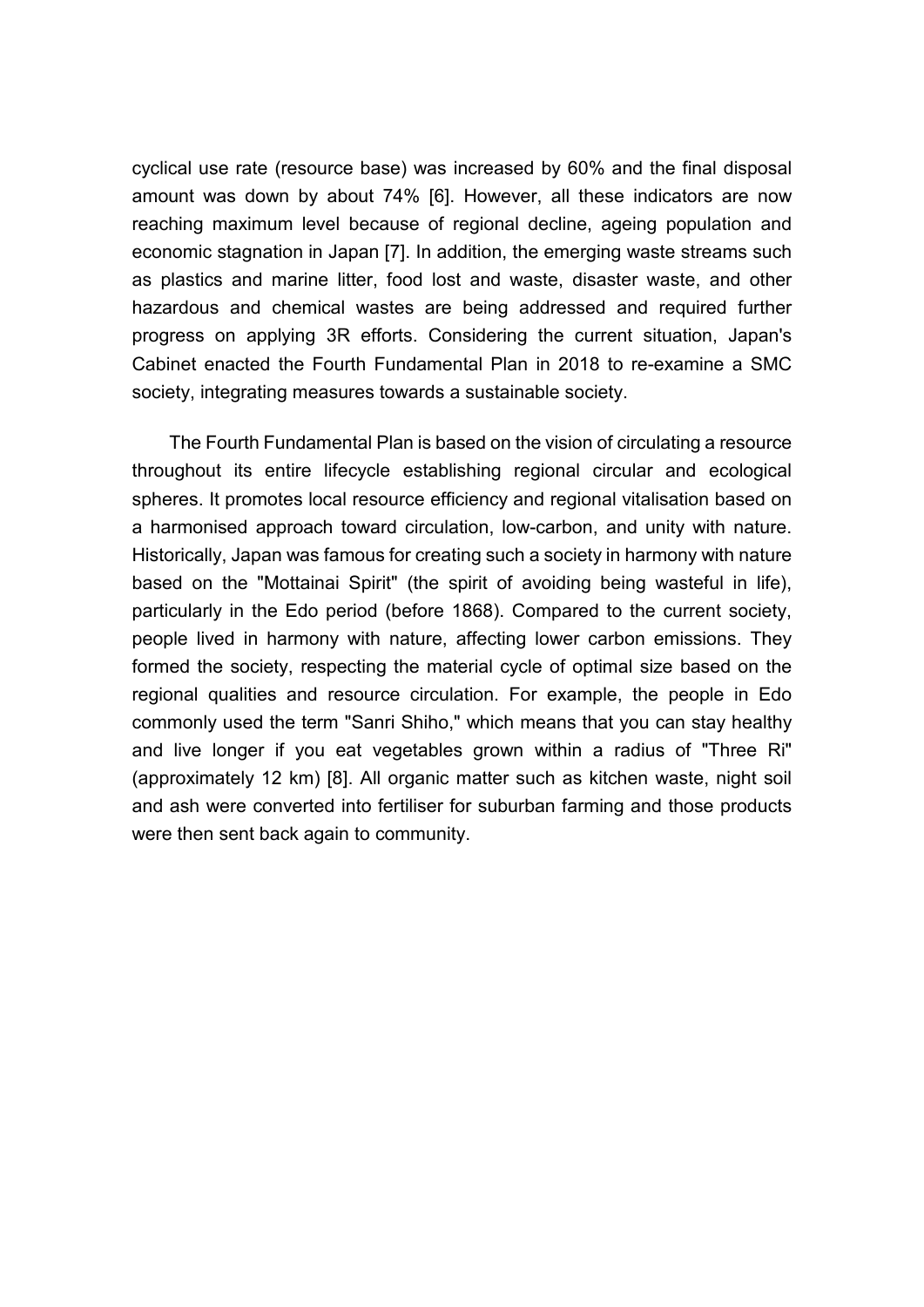cyclical use rate (resource base) was increased by 60% and the final disposal amount was down by about 74% [6]. However, all these indicators are now reaching maximum level because of regional decline, ageing population and economic stagnation in Japan [7]. In addition, the emerging waste streams such as plastics and marine litter, food lost and waste, disaster waste, and other hazardous and chemical wastes are being addressed and required further progress on applying 3R efforts. Considering the current situation, Japan's Cabinet enacted the Fourth Fundamental Plan in 2018 to re-examine a SMC society, integrating measures towards a sustainable society.

The Fourth Fundamental Plan is based on the vision of circulating a resource throughout its entire lifecycle establishing regional circular and ecological spheres. It promotes local resource efficiency and regional vitalisation based on a harmonised approach toward circulation, low-carbon, and unity with nature. Historically, Japan was famous for creating such a society in harmony with nature based on the "Mottainai Spirit" (the spirit of avoiding being wasteful in life), particularly in the Edo period (before 1868). Compared to the current society, people lived in harmony with nature, affecting lower carbon emissions. They formed the society, respecting the material cycle of optimal size based on the regional qualities and resource circulation. For example, the people in Edo commonly used the term "Sanri Shiho," which means that you can stay healthy and live longer if you eat vegetables grown within a radius of "Three Ri" (approximately 12 km) [8]. All organic matter such as kitchen waste, night soil and ash were converted into fertiliser for suburban farming and those products were then sent back again to community.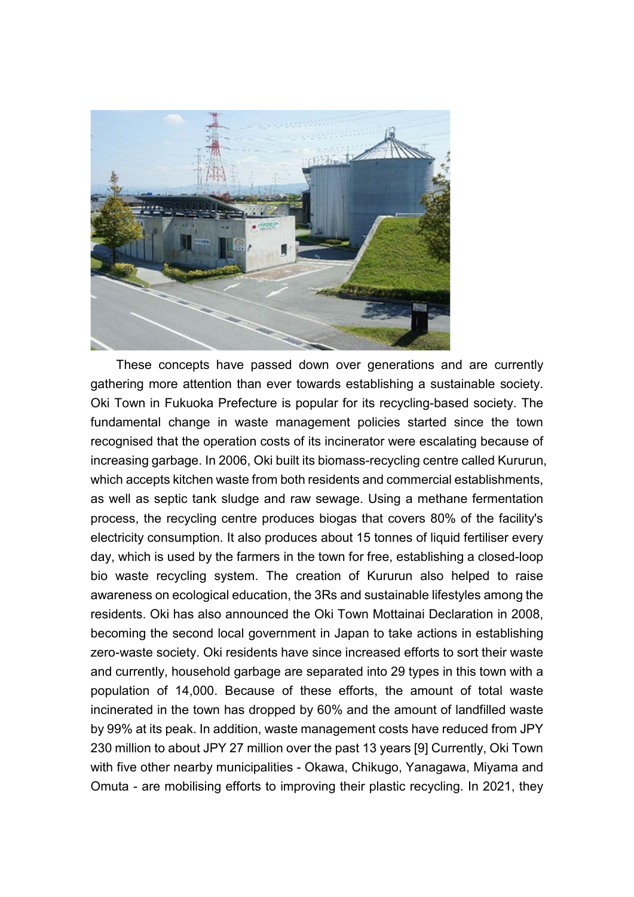These concepts have passed down over generations and are currently gathering more attention than ever towards establishing a sustainable society. Oki Town in Fukuoka Prefecture is popular for its recycling-based society. The fundamental change in waste management policies started since the town recognised that the operation costs of its incinerator were escalating because of increasing garbage. In 2006, Oki built its biomass-recycling centre called Kururun, which accepts kitchen waste from both residents and commercial establishments, as well as septic tank sludge and raw sewage. Using a methane fermentation process, the recycling centre produces biogas that covers 80% of the facility's electricity consumption. It also produces about 15 tonnes of liquid fertiliser every day, which is used by the farmers in the town for free, establishing a closed-loop bio waste recycling system. The creation of Kururun also helped to raise awareness on ecological education, the 3Rs and sustainable lifestyles among the residents. Oki has also announced the Oki Town Mottainai Declaration in 2008, becoming the second local government in Japan to take actions in establishing zero-waste society. Oki residents have since increased efforts to sort their waste and currently, household garbage are separated into 29 types in this town with a population of 14,000. Because of these efforts, the amount of total waste incinerated in the town has dropped by 60% and the amount of landfilled waste by 99% at its peak. In addition, waste management costs have reduced from JPY 230 million to about JPY 27 million over the past 13 years [9] Currently, Oki Town with five other nearby municipalities - Okawa, Chikugo, Yanagawa, Miyama and Omuta - are mobilising efforts to improving their plastic recycling. In 2021, they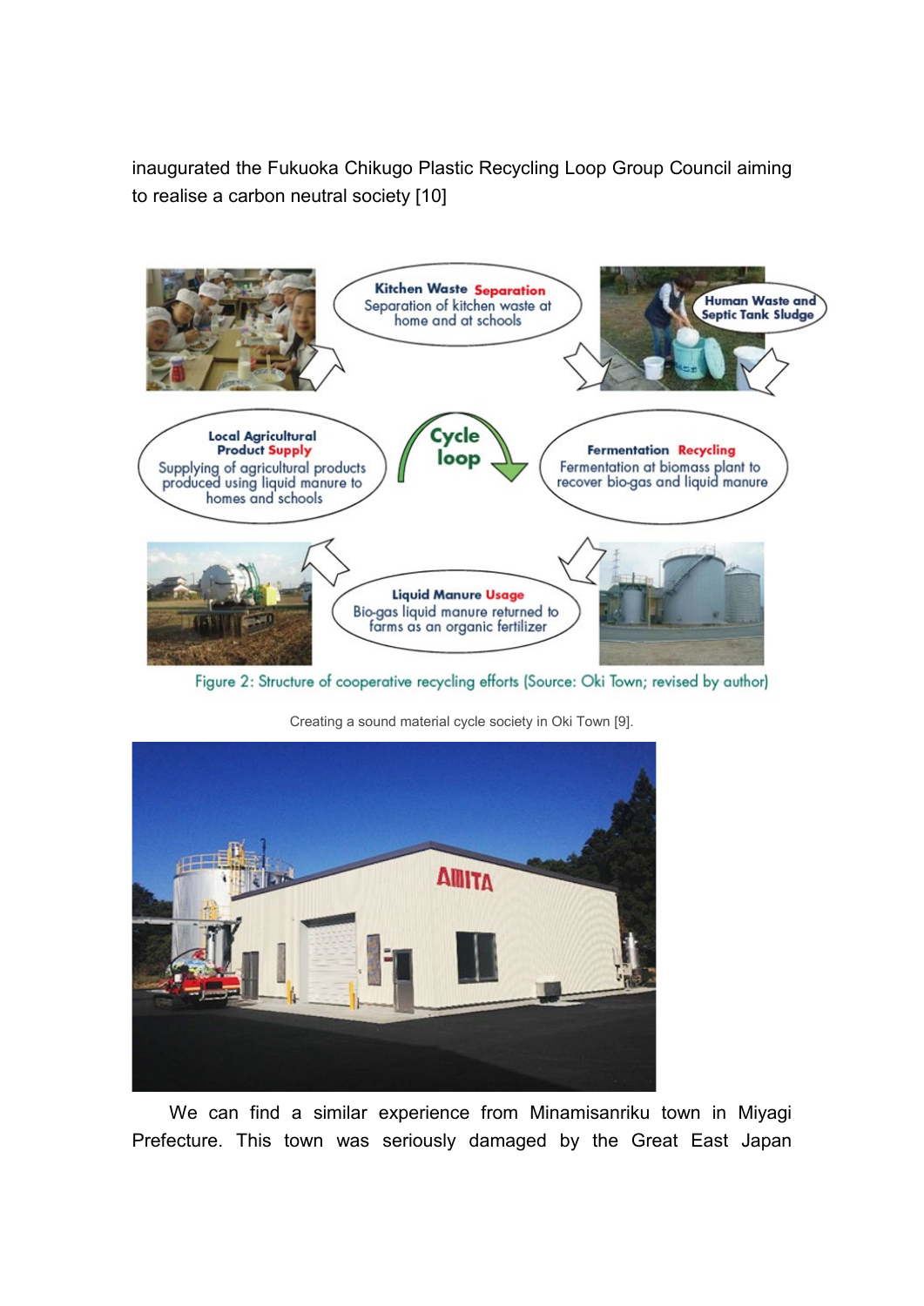inaugurated the Fukuoka Chikugo Plastic Recycling Loop Group Council aiming to realise a carbon neutral society [10]

Figure 2: Structure of cooperative recycling efforts (Source: Oki Town; revised by author)

Creating a sound material cycle society in Oki Town [9].

We can find a similar experience from Minamisanriku town in Miyagi Prefecture. This town was seriously damaged by the Great East Japan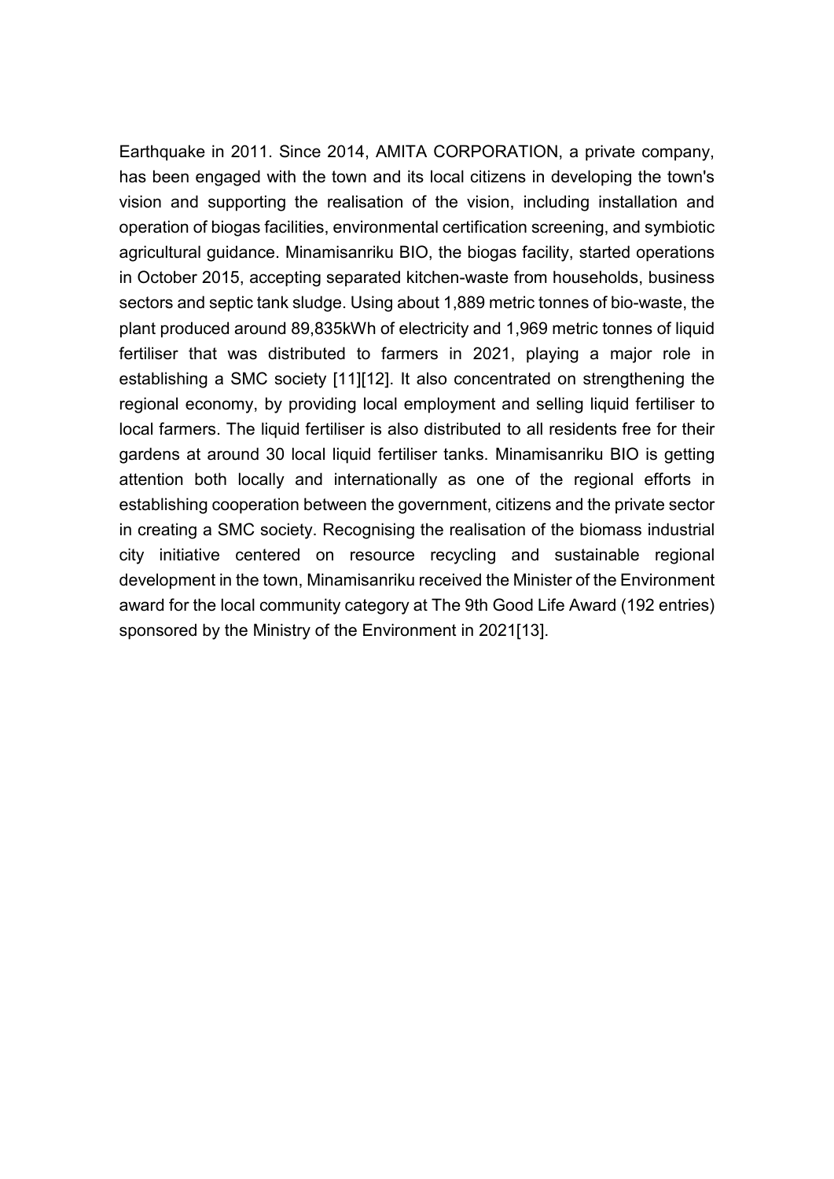Earthquake in 2011. Since 2014, AMITA CORPORATION, a private company, has been engaged with the town and its local citizens in developing the town's vision and supporting the realisation of the vision, including installation and operation of biogas facilities, environmental certification screening, and symbiotic agricultural guidance. Minamisanriku BIO, the biogas facility, started operations in October 2015, accepting separated kitchen-waste from households, business sectors and septic tank sludge. Using about 1,889 metric tonnes of bio-waste, the plant produced around 89,835kWh of electricity and 1,969 metric tonnes of liquid fertiliser that was distributed to farmers in 2021, playing a major role in establishing a SMC society [11][12]. It also concentrated on strengthening the regional economy, by providing local employment and selling liquid fertiliser to local farmers. The liquid fertiliser is also distributed to all residents free for their gardens at around 30 local liquid fertiliser tanks. Minamisanriku BIO is getting attention both locally and internationally as one of the regional efforts in establishing cooperation between the government, citizens and the private sector in creating a SMC society. Recognising the realisation of the biomass industrial city initiative centered on resource recycling and sustainable regional development in the town, Minamisanriku received the Minister of the Environment award for the local community category at The 9th Good Life Award (192 entries) sponsored by the Ministry of the Environment in 2021[13].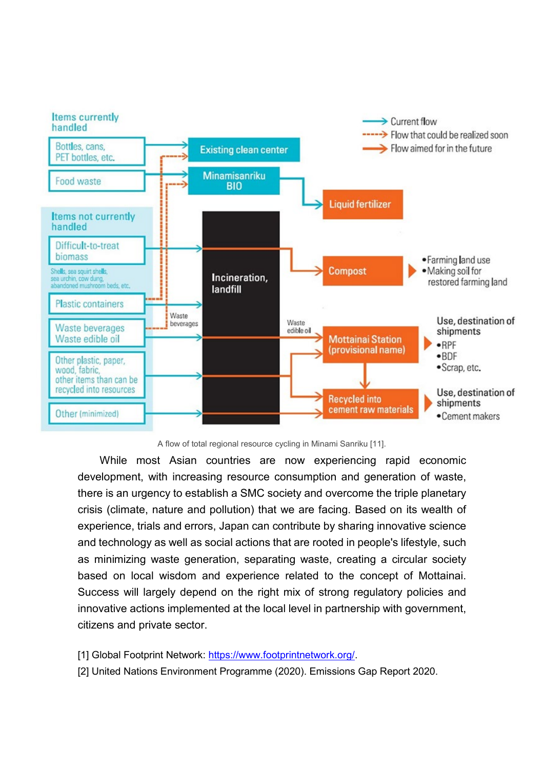A flow of total regional resource cycling in Minami Sanriku [11].

While most Asian countries are now experiencing rapid economic development, with increasing resource consumption and generation of waste, there is an urgency to establish a SMC society and overcome the triple planetary crisis (climate, nature and pollution) that we are facing. Based on its wealth of experience, trials and errors, Japan can contribute by sharing innovative science and technology as well as social actions that are rooted in people's lifestyle, such as minimizing waste generation, separating waste, creating a circular society based on local wisdom and experience related to the concept of Mottainai. Success will largely depend on the right mix of strong regulatory policies and innovative actions implemented at the local level in partnership with government, citizens and private sector.

[1] Global Footprint Network: https://www.footprintnetwork.org/.

[2] United Nations Environment Programme (2020). Emissions Gap Report 2020.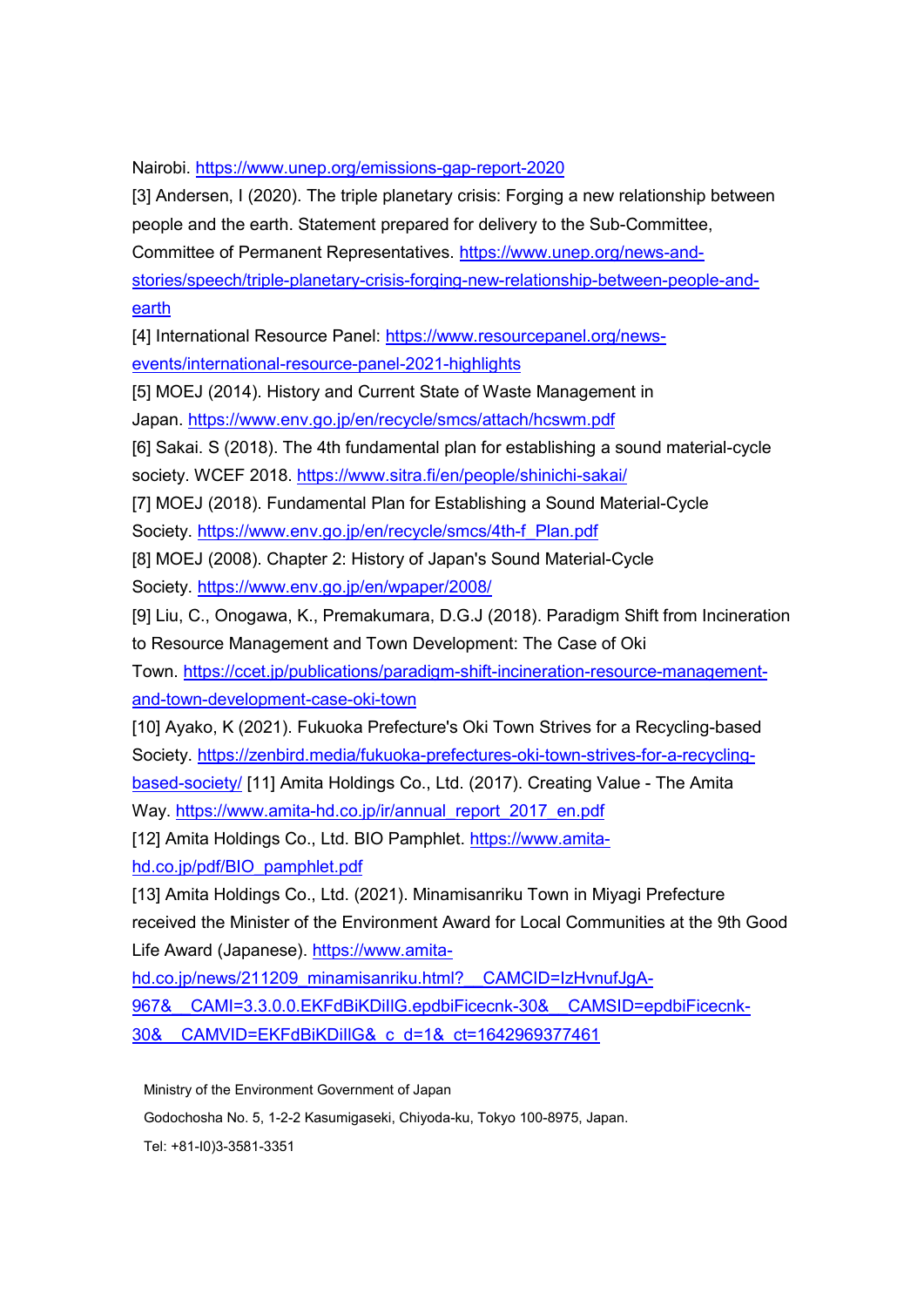Nairobi. https://www.unep.org/emissions-gap-report-2020

[3] Andersen, I (2020). The triple planetary crisis: Forging a new relationship between people and the earth. Statement prepared for delivery to the Sub-Committee, Committee of Permanent Representatives. https://www.unep.org/news-and-stories/speech/triple-planetary-crisis-forging-new-relationship-between-people-and-earth

[4] International Resource Panel: https://www.resourcepanel.org/news-events/international-resource-panel-2021-highlights

[5] MOEJ (2014). History and Current State of Waste Management in Japan. https://www.env.go.jp/en/recycle/smcs/attach/hcswm.pdf

[6] Sakai. S (2018). The 4th fundamental plan for establishing a sound material-cycle society. WCEF 2018. https://www.sitra.fi/en/people/shinichi-sakai/

[7] MOEJ (2018). Fundamental Plan for Establishing a Sound Material-Cycle Society. https://www.env.go.jp/en/recycle/smcs/4th-f_Plan.pdf

[8] MOEJ (2008). Chapter 2: History of Japan's Sound Material-Cycle Society. https://www.env.go.jp/en/wpaper/2008/

[9] Liu, C., Onogawa, K., Premakumara, D.G.J (2018). Paradigm Shift from Incineration to Resource Management and Town Development: The Case of Oki Town. https://ccet.jp/publications/paradigm-shift-incineration-resource-management-and-town-development-case-oki-town

[10] Ayako, K (2021). Fukuoka Prefecture's Oki Town Strives for a Recycling-based Society. https://zenbird.media/fukuoka-prefectures-oki-town-strives-for-a-recycling-based-society/ [11] Amita Holdings Co., Ltd. (2017). Creating Value - The Amita Way. https://www.amita-hd.co.jp/ir/annual_report_2017_en.pdf

[12] Amita Holdings Co., Ltd. BIO Pamphlet. https://www.amita-hd.co.jp/pdf/BIO_pamphlet.pdf

[13] Amita Holdings Co., Ltd. (2021). Minamisanriku Town in Miyagi Prefecture received the Minister of the Environment Award for Local Communities at the 9th Good Life Award (Japanese). https://www.amita-hd.co.jp/news/211209_minamisanriku.html?__CAMCID=IzHvnufJgA-967&__CAMI=3.3.0.0.EKFdBiKDilIG.epdbiFicecnk-30&__CAMSID=epdbiFicecnk-30&__CAMVID=EKFdBiKDilIG&_c_d=1&_ct=1642969377461

Ministry of the Environment Government of Japan

Godochosha No. 5, 1-2-2 Kasumigaseki, Chiyoda-ku, Tokyo 100-8975, Japan.

Tel: +81-I0)3-3581-3351